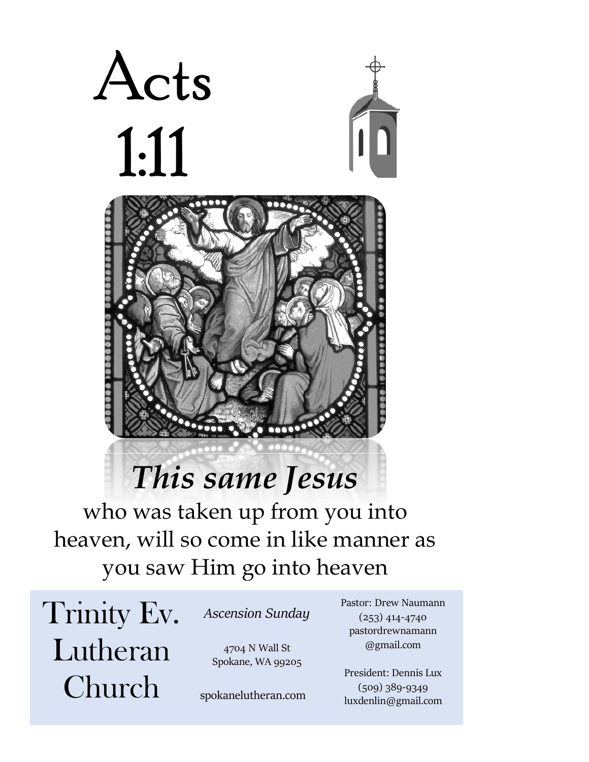# Acts 1:11

***This same Jesus***

who was taken up from you into heaven, will so come in like manner as you saw Him go into heaven

## Trinity Ev. Lutheran Church

*Ascension Sunday*

4704 N Wall St
Spokane, WA 99205

spokanelutheran.com

Pastor: Drew Naumann
(253) 414-4740
pastordrewnamann@gmail.com

President: Dennis Lux
(509) 389-9349
luxdenlin@gmail.com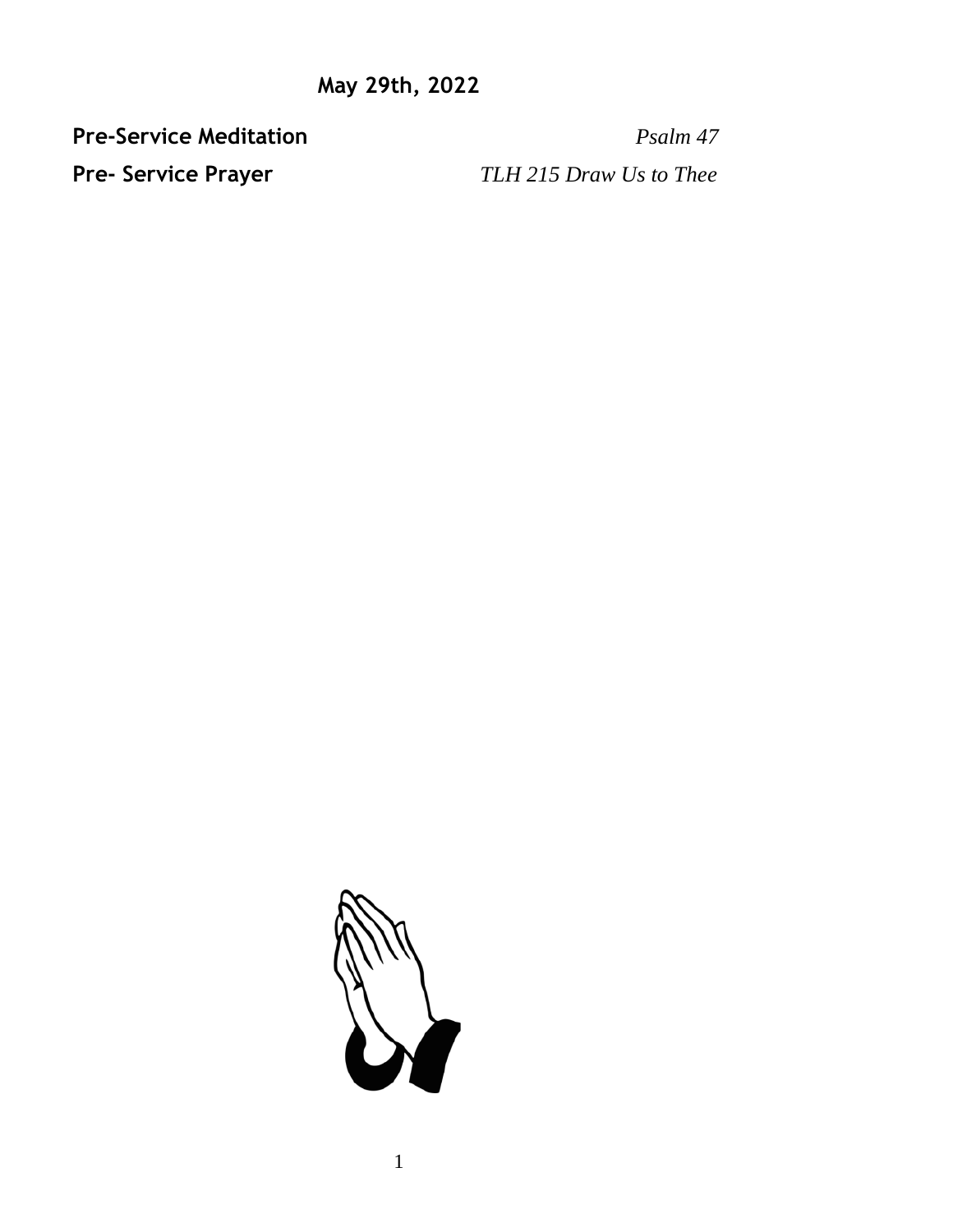**May 29th, 2022**

**Pre-Service Meditation** *Psalm 47*

**Pre- Service Prayer** *TLH 215 Draw Us to Thee*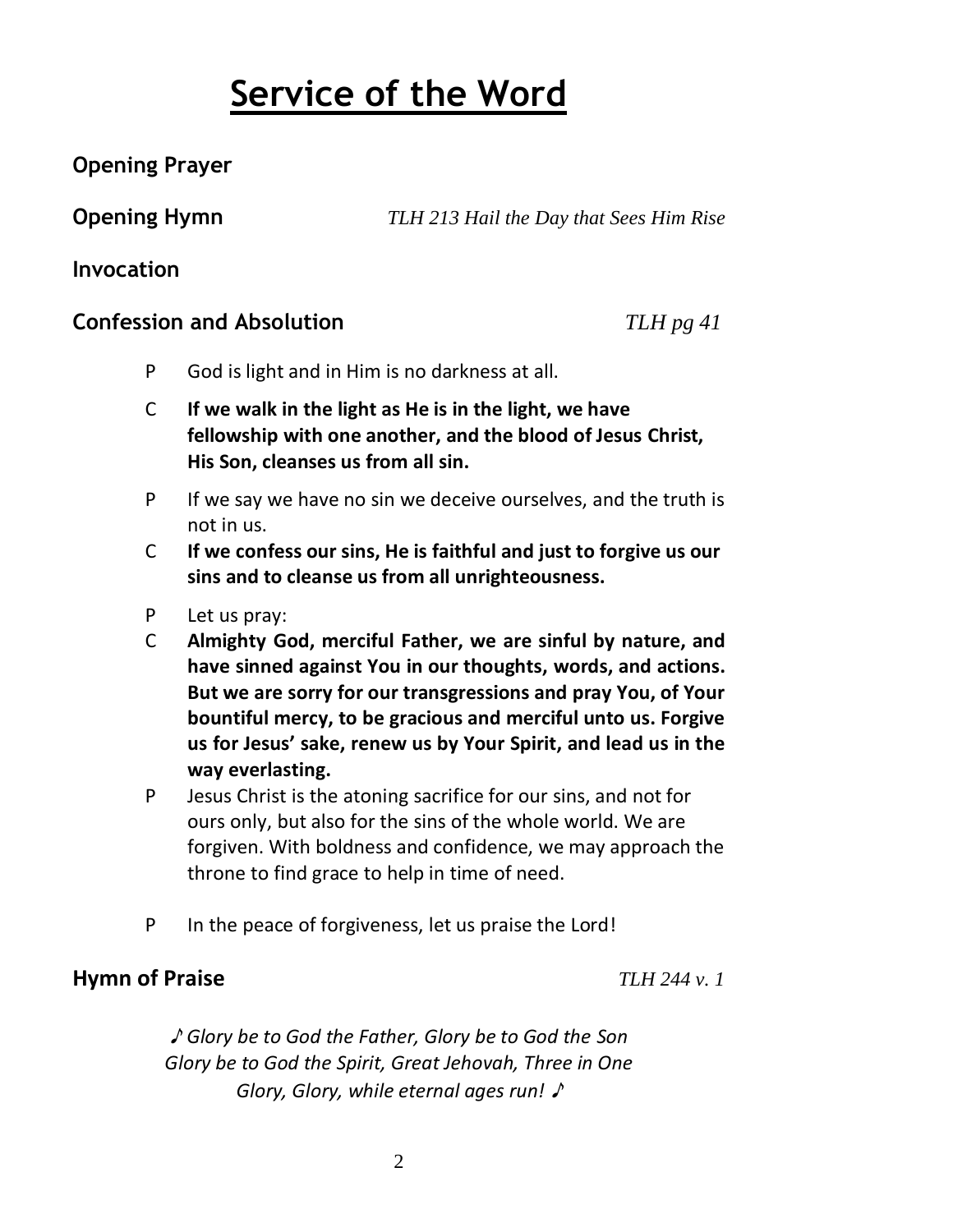# Service of the Word

## Opening Prayer

## Opening Hymn *TLH 213 Hail the Day that Sees Him Rise*

## Invocation

## Confession and Absolution *TLH pg 41*

P God is light and in Him is no darkness at all.

C **If we walk in the light as He is in the light, we have fellowship with one another, and the blood of Jesus Christ, His Son, cleanses us from all sin.**

P If we say we have no sin we deceive ourselves, and the truth is not in us.

C **If we confess our sins, He is faithful and just to forgive us our sins and to cleanse us from all unrighteousness.**

P Let us pray:

C **Almighty God, merciful Father, we are sinful by nature, and have sinned against You in our thoughts, words, and actions. But we are sorry for our transgressions and pray You, of Your bountiful mercy, to be gracious and merciful unto us. Forgive us for Jesus' sake, renew us by Your Spirit, and lead us in the way everlasting.**

P Jesus Christ is the atoning sacrifice for our sins, and not for ours only, but also for the sins of the whole world. We are forgiven. With boldness and confidence, we may approach the throne to find grace to help in time of need.

P In the peace of forgiveness, let us praise the Lord!

## Hymn of Praise *TLH 244 v. 1*

*♪ Glory be to God the Father, Glory be to God the Son*
*Glory be to God the Spirit, Great Jehovah, Three in One*
*Glory, Glory, while eternal ages run! ♪*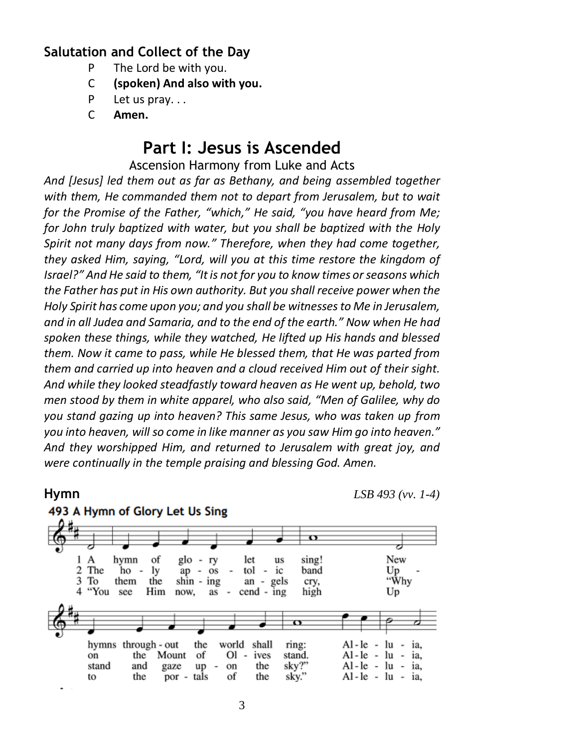## Salutation and Collect of the Day

P The Lord be with you.

C **(spoken) And also with you.**

P Let us pray. . .

C **Amen.**

# Part I: Jesus is Ascended

Ascension Harmony from Luke and Acts

*And [Jesus] led them out as far as Bethany, and being assembled together with them, He commanded them not to depart from Jerusalem, but to wait for the Promise of the Father, "which," He said, "you have heard from Me; for John truly baptized with water, but you shall be baptized with the Holy Spirit not many days from now." Therefore, when they had come together, they asked Him, saying, "Lord, will you at this time restore the kingdom of Israel?" And He said to them, "It is not for you to know times or seasons which the Father has put in His own authority. But you shall receive power when the Holy Spirit has come upon you; and you shall be witnesses to Me in Jerusalem, and in all Judea and Samaria, and to the end of the earth." Now when He had spoken these things, while they watched, He lifted up His hands and blessed them. Now it came to pass, while He blessed them, that He was parted from them and carried up into heaven and a cloud received Him out of their sight. And while they looked steadfastly toward heaven as He went up, behold, two men stood by them in white apparel, who also said, "Men of Galilee, why do you stand gazing up into heaven? This same Jesus, who was taken up from you into heaven, will so come in like manner as you saw Him go into heaven." And they worshipped Him, and returned to Jerusalem with great joy, and were continually in the temple praising and blessing God. Amen.*

**Hymn** *LSB 493 (vv. 1-4)*

**493 A Hymn of Glory Let Us Sing**

1 A hymn of glo - ry let us sing! New hymns through - out the world shall ring: Al - le - lu - ia,

2 The ho - ly ap - os - tol - ic band Up - on the Mount of Ol - ives stand. Al - le - lu - ia,

3 To them the shin - ing an - gels cry, "Why stand and gaze up - on the sky?" Al - le - lu - ia,

4 "You see Him now, as - cend - ing high Up to the por - tals of the sky." Al - le - lu - ia,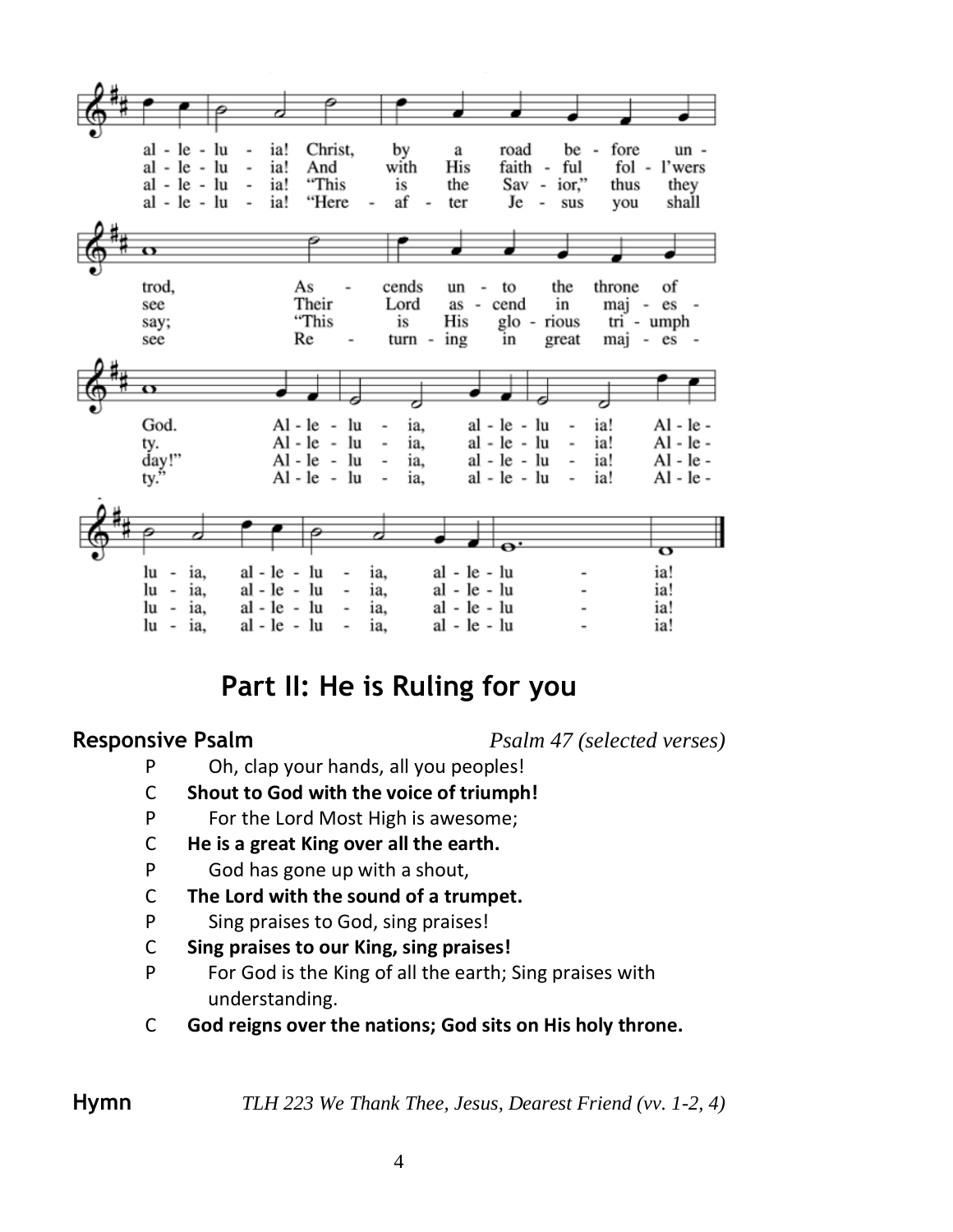al - le - lu - ia! Christ, by a road be - fore un - trod, As - cends un - to the throne of God. Al - le - lu - ia, al - le - lu - ia! Al - le - lu - ia, al - le - lu - ia, al - le - lu - ia!

al - le - lu - ia! And with His faith - ful fol - l'wers see Their Lord as - cend in maj - es - ty. Al - le - lu - ia, al - le - lu - ia! Al - le - lu - ia, al - le - lu - ia, al - le - lu - ia!

al - le - lu - ia! "This is the Sav - ior," thus they say; "This is His glo - rious tri - umph day!" Al - le - lu - ia, al - le - lu - ia! Al - le - lu - ia, al - le - lu - ia, al - le - lu - ia!

al - le - lu - ia! "Here - af - ter Je - sus you shall see Re - turn - ing in great maj - es - ty." Al - le - lu - ia, al - le - lu - ia! Al - le - lu - ia, al - le - lu - ia, al - le - lu - ia!

# Part II: He is Ruling for you

**Responsive Psalm** *Psalm 47 (selected verses)*

P Oh, clap your hands, all you peoples!

C **Shout to God with the voice of triumph!**

P For the Lord Most High is awesome;

C **He is a great King over all the earth.**

P God has gone up with a shout,

C **The Lord with the sound of a trumpet.**

P Sing praises to God, sing praises!

C **Sing praises to our King, sing praises!**

P For God is the King of all the earth; Sing praises with understanding.

C **God reigns over the nations; God sits on His holy throne.**

**Hymn** *TLH 223 We Thank Thee, Jesus, Dearest Friend (vv. 1-2, 4)*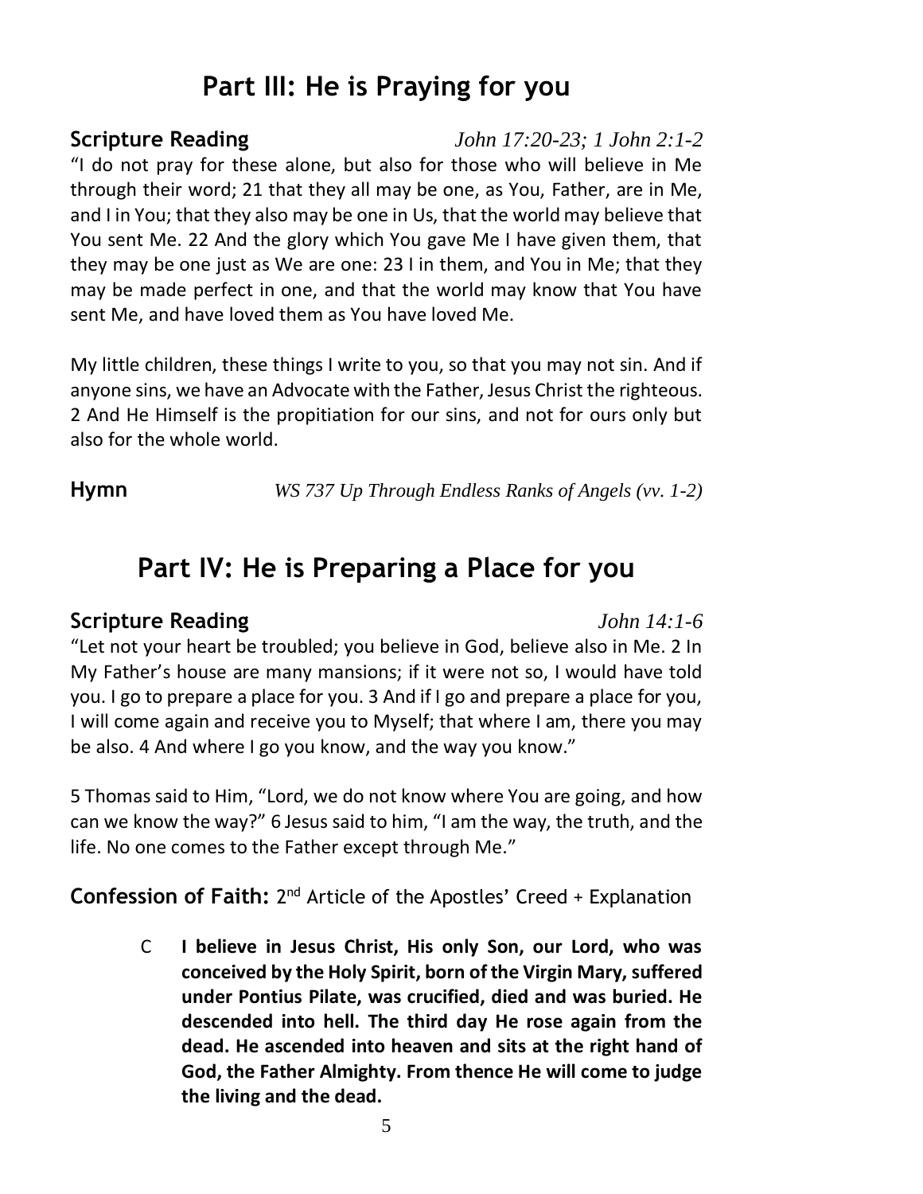# Part III: He is Praying for you

**Scripture Reading** *John 17:20-23; 1 John 2:1-2*

"I do not pray for these alone, but also for those who will believe in Me through their word; 21 that they all may be one, as You, Father, are in Me, and I in You; that they also may be one in Us, that the world may believe that You sent Me. 22 And the glory which You gave Me I have given them, that they may be one just as We are one: 23 I in them, and You in Me; that they may be made perfect in one, and that the world may know that You have sent Me, and have loved them as You have loved Me.

My little children, these things I write to you, so that you may not sin. And if anyone sins, we have an Advocate with the Father, Jesus Christ the righteous. 2 And He Himself is the propitiation for our sins, and not for ours only but also for the whole world.

**Hymn** *WS 737 Up Through Endless Ranks of Angels (vv. 1-2)*

# Part IV: He is Preparing a Place for you

**Scripture Reading** *John 14:1-6*

"Let not your heart be troubled; you believe in God, believe also in Me. 2 In My Father's house are many mansions; if it were not so, I would have told you. I go to prepare a place for you. 3 And if I go and prepare a place for you, I will come again and receive you to Myself; that where I am, there you may be also. 4 And where I go you know, and the way you know."

5 Thomas said to Him, "Lord, we do not know where You are going, and how can we know the way?" 6 Jesus said to him, "I am the way, the truth, and the life. No one comes to the Father except through Me."

**Confession of Faith:** 2nd Article of the Apostles' Creed + Explanation

C **I believe in Jesus Christ, His only Son, our Lord, who was conceived by the Holy Spirit, born of the Virgin Mary, suffered under Pontius Pilate, was crucified, died and was buried. He descended into hell. The third day He rose again from the dead. He ascended into heaven and sits at the right hand of God, the Father Almighty. From thence He will come to judge the living and the dead.**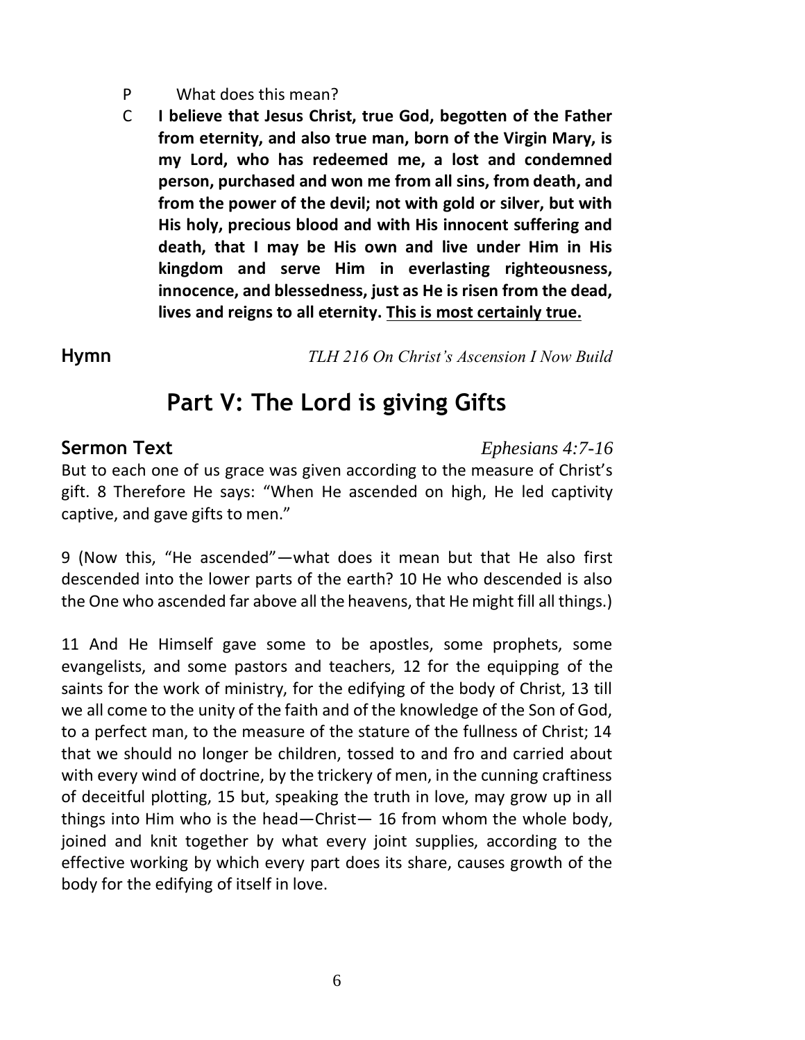P What does this mean?

C **I believe that Jesus Christ, true God, begotten of the Father from eternity, and also true man, born of the Virgin Mary, is my Lord, who has redeemed me, a lost and condemned person, purchased and won me from all sins, from death, and from the power of the devil; not with gold or silver, but with His holy, precious blood and with His innocent suffering and death, that I may be His own and live under Him in His kingdom and serve Him in everlasting righteousness, innocence, and blessedness, just as He is risen from the dead, lives and reigns to all eternity. <u>This is most certainly true.</u>**

**Hymn** *TLH 216 On Christ's Ascension I Now Build*

# Part V: The Lord is giving Gifts

**Sermon Text** *Ephesians 4:7-16*

But to each one of us grace was given according to the measure of Christ's gift. 8 Therefore He says: "When He ascended on high, He led captivity captive, and gave gifts to men."

9 (Now this, "He ascended"—what does it mean but that He also first descended into the lower parts of the earth? 10 He who descended is also the One who ascended far above all the heavens, that He might fill all things.)

11 And He Himself gave some to be apostles, some prophets, some evangelists, and some pastors and teachers, 12 for the equipping of the saints for the work of ministry, for the edifying of the body of Christ, 13 till we all come to the unity of the faith and of the knowledge of the Son of God, to a perfect man, to the measure of the stature of the fullness of Christ; 14 that we should no longer be children, tossed to and fro and carried about with every wind of doctrine, by the trickery of men, in the cunning craftiness of deceitful plotting, 15 but, speaking the truth in love, may grow up in all things into Him who is the head—Christ— 16 from whom the whole body, joined and knit together by what every joint supplies, according to the effective working by which every part does its share, causes growth of the body for the edifying of itself in love.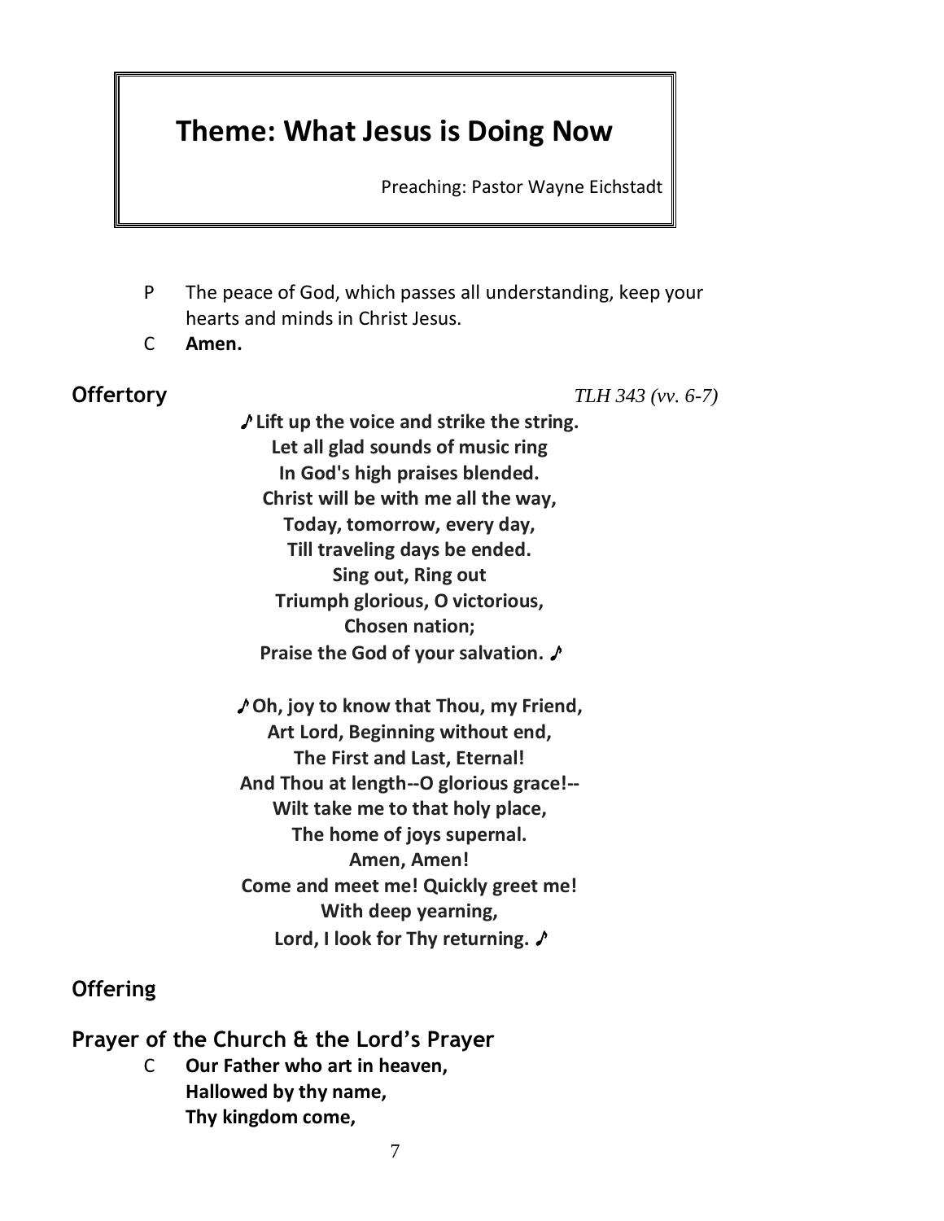# Theme: What Jesus is Doing Now

Preaching: Pastor Wayne Eichstadt

P The peace of God, which passes all understanding, keep your hearts and minds in Christ Jesus.

C **Amen.**

## Offertory

*TLH 343 (vv. 6-7)*

**♪ Lift up the voice and strike the string.**
**Let all glad sounds of music ring**
**In God's high praises blended.**
**Christ will be with me all the way,**
**Today, tomorrow, every day,**
**Till traveling days be ended.**
**Sing out, Ring out**
**Triumph glorious, O victorious,**
**Chosen nation;**
**Praise the God of your salvation. ♪**

**♪ Oh, joy to know that Thou, my Friend,**
**Art Lord, Beginning without end,**
**The First and Last, Eternal!**
**And Thou at length--O glorious grace!--**
**Wilt take me to that holy place,**
**The home of joys supernal.**
**Amen, Amen!**
**Come and meet me! Quickly greet me!**
**With deep yearning,**
**Lord, I look for Thy returning. ♪**

## Offering

## Prayer of the Church & the Lord's Prayer

C **Our Father who art in heaven,**
**Hallowed by thy name,**
**Thy kingdom come,**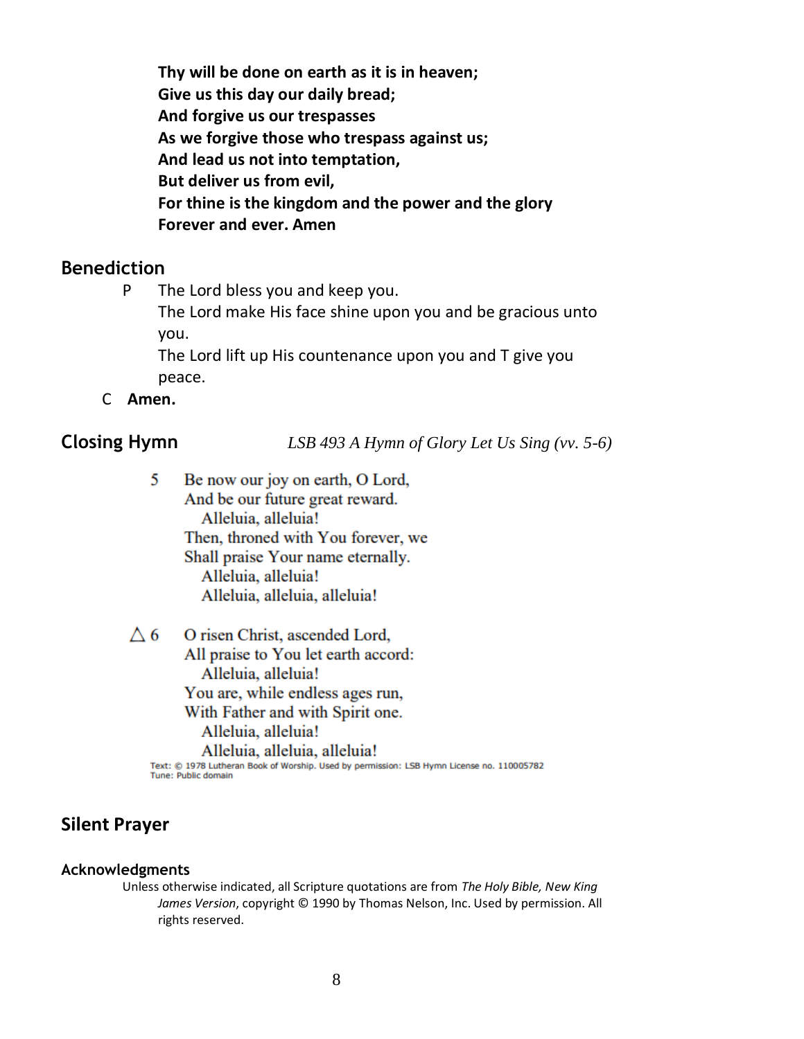**Thy will be done on earth as it is in heaven;**
**Give us this day our daily bread;**
**And forgive us our trespasses**
**As we forgive those who trespass against us;**
**And lead us not into temptation,**
**But deliver us from evil,**
**For thine is the kingdom and the power and the glory**
**Forever and ever. Amen**

## Benediction

P The Lord bless you and keep you.
The Lord make His face shine upon you and be gracious unto you.
The Lord lift up His countenance upon you and T give you peace.

C **Amen.**

## Closing Hymn *LSB 493 A Hymn of Glory Let Us Sing (vv. 5-6)*

5 Be now our joy on earth, O Lord,
And be our future great reward.
Alleluia, alleluia!
Then, throned with You forever, we
Shall praise Your name eternally.
Alleluia, alleluia!
Alleluia, alleluia, alleluia!

△ 6 O risen Christ, ascended Lord,
All praise to You let earth accord:
Alleluia, alleluia!
You are, while endless ages run,
With Father and with Spirit one.
Alleluia, alleluia!
Alleluia, alleluia, alleluia!

Text: © 1978 Lutheran Book of Worship. Used by permission: LSB Hymn License no. 110005782
Tune: Public domain

## Silent Prayer

### Acknowledgments

Unless otherwise indicated, all Scripture quotations are from *The Holy Bible, New King James Version*, copyright © 1990 by Thomas Nelson, Inc. Used by permission. All rights reserved.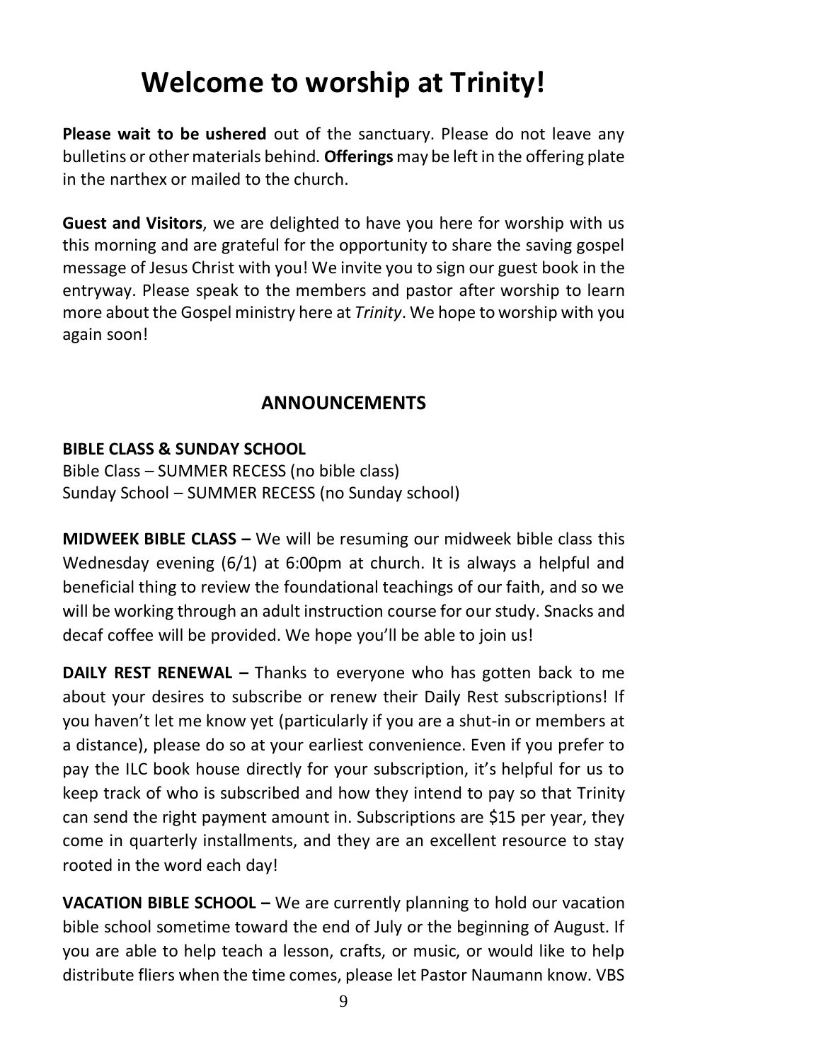# Welcome to worship at Trinity!

**Please wait to be ushered** out of the sanctuary. Please do not leave any bulletins or other materials behind. **Offerings** may be left in the offering plate in the narthex or mailed to the church.

**Guest and Visitors**, we are delighted to have you here for worship with us this morning and are grateful for the opportunity to share the saving gospel message of Jesus Christ with you! We invite you to sign our guest book in the entryway. Please speak to the members and pastor after worship to learn more about the Gospel ministry here at *Trinity*. We hope to worship with you again soon!

## ANNOUNCEMENTS

**BIBLE CLASS & SUNDAY SCHOOL**
Bible Class – SUMMER RECESS (no bible class)
Sunday School – SUMMER RECESS (no Sunday school)

**MIDWEEK BIBLE CLASS –** We will be resuming our midweek bible class this Wednesday evening (6/1) at 6:00pm at church. It is always a helpful and beneficial thing to review the foundational teachings of our faith, and so we will be working through an adult instruction course for our study. Snacks and decaf coffee will be provided. We hope you'll be able to join us!

**DAILY REST RENEWAL –** Thanks to everyone who has gotten back to me about your desires to subscribe or renew their Daily Rest subscriptions! If you haven't let me know yet (particularly if you are a shut-in or members at a distance), please do so at your earliest convenience. Even if you prefer to pay the ILC book house directly for your subscription, it's helpful for us to keep track of who is subscribed and how they intend to pay so that Trinity can send the right payment amount in. Subscriptions are $15 per year, they come in quarterly installments, and they are an excellent resource to stay rooted in the word each day!

**VACATION BIBLE SCHOOL –** We are currently planning to hold our vacation bible school sometime toward the end of July or the beginning of August. If you are able to help teach a lesson, crafts, or music, or would like to help distribute fliers when the time comes, please let Pastor Naumann know. VBS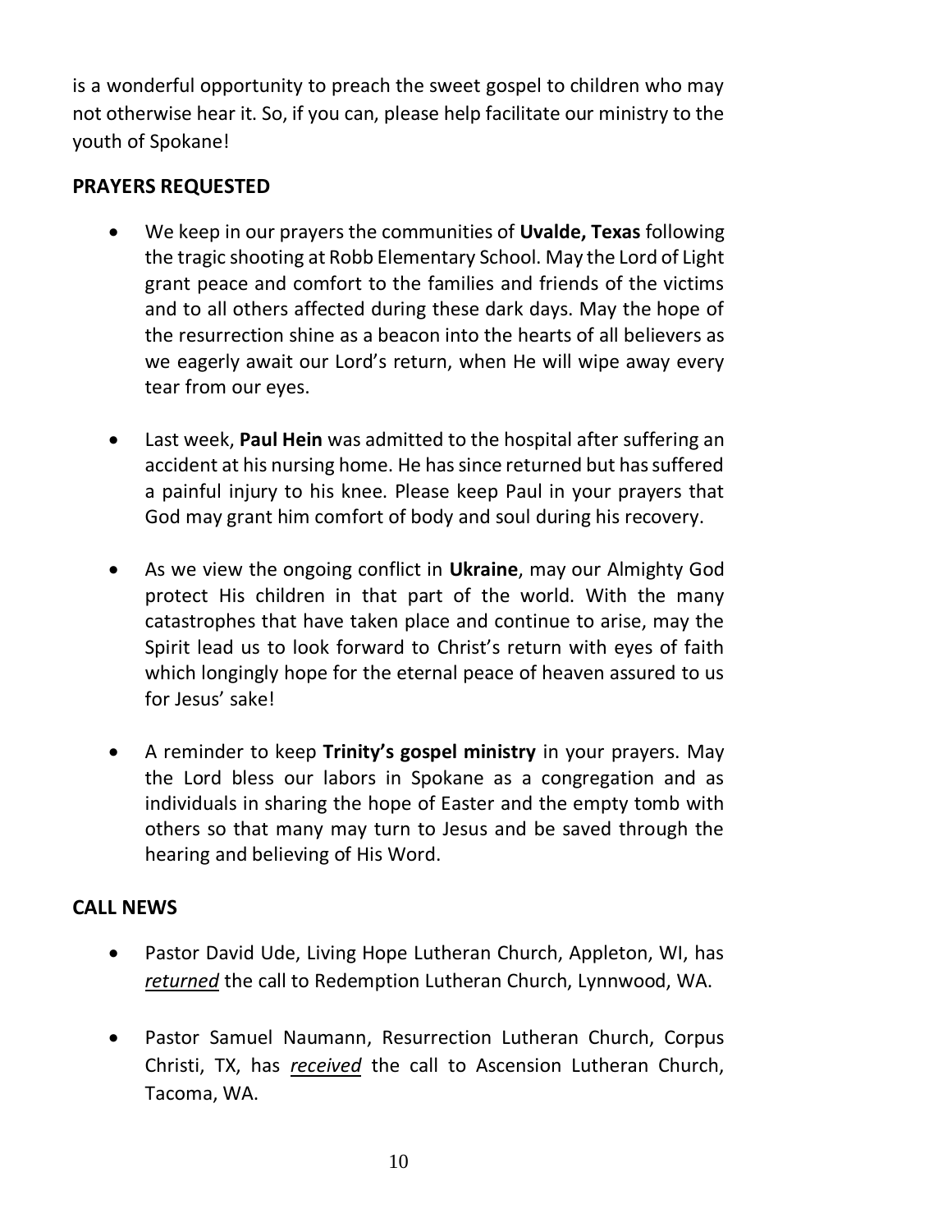is a wonderful opportunity to preach the sweet gospel to children who may not otherwise hear it. So, if you can, please help facilitate our ministry to the youth of Spokane!

## PRAYERS REQUESTED

- We keep in our prayers the communities of **Uvalde, Texas** following the tragic shooting at Robb Elementary School. May the Lord of Light grant peace and comfort to the families and friends of the victims and to all others affected during these dark days. May the hope of the resurrection shine as a beacon into the hearts of all believers as we eagerly await our Lord's return, when He will wipe away every tear from our eyes.

- Last week, **Paul Hein** was admitted to the hospital after suffering an accident at his nursing home. He has since returned but has suffered a painful injury to his knee. Please keep Paul in your prayers that God may grant him comfort of body and soul during his recovery.

- As we view the ongoing conflict in **Ukraine**, may our Almighty God protect His children in that part of the world. With the many catastrophes that have taken place and continue to arise, may the Spirit lead us to look forward to Christ's return with eyes of faith which longingly hope for the eternal peace of heaven assured to us for Jesus' sake!

- A reminder to keep **Trinity's gospel ministry** in your prayers. May the Lord bless our labors in Spokane as a congregation and as individuals in sharing the hope of Easter and the empty tomb with others so that many may turn to Jesus and be saved through the hearing and believing of His Word.

## CALL NEWS

- Pastor David Ude, Living Hope Lutheran Church, Appleton, WI, has ***returned*** the call to Redemption Lutheran Church, Lynnwood, WA.

- Pastor Samuel Naumann, Resurrection Lutheran Church, Corpus Christi, TX, has ***received*** the call to Ascension Lutheran Church, Tacoma, WA.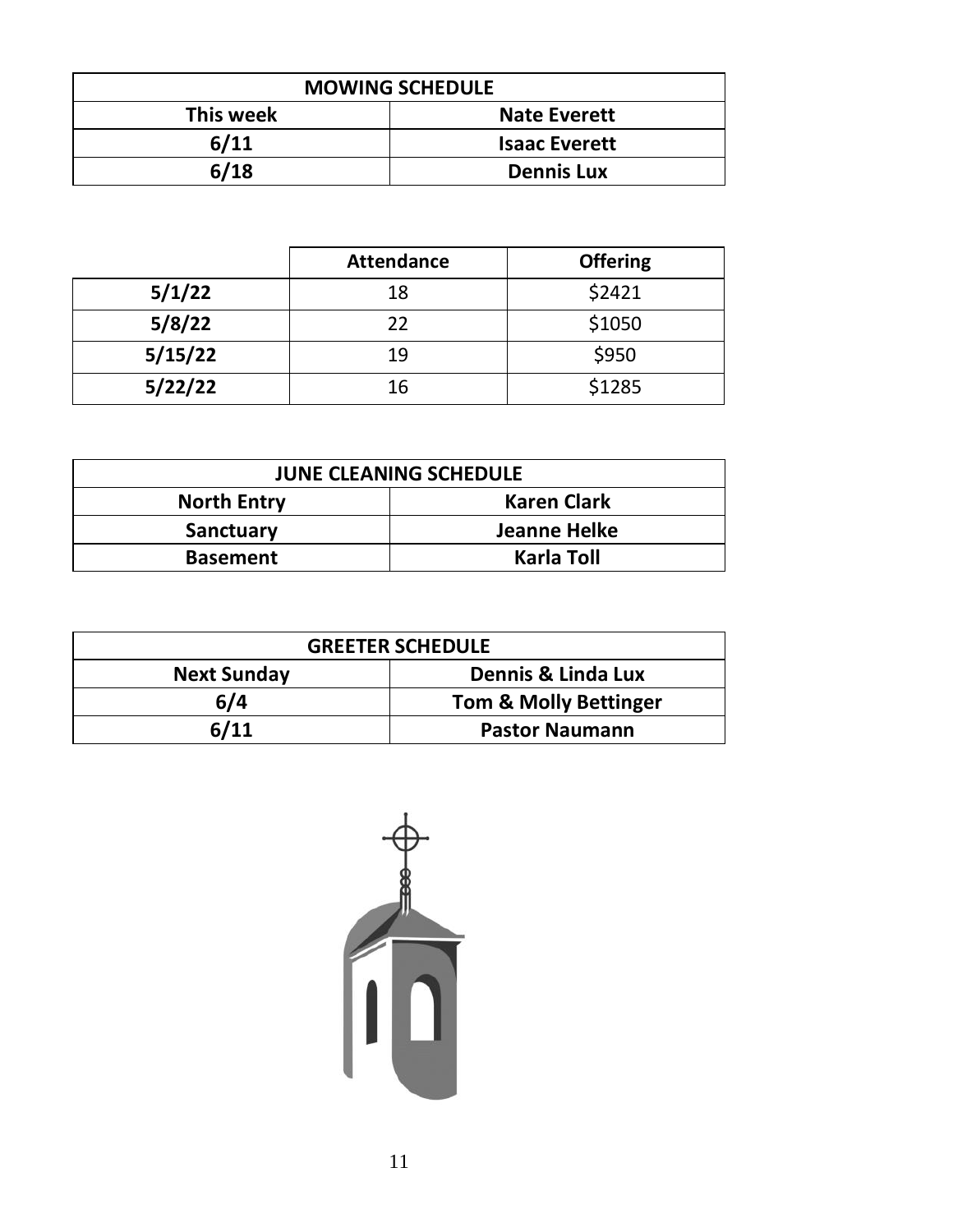| MOWING SCHEDULE | |
| --- | --- |
| This week | Nate Everett |
| 6/11 | Isaac Everett |
| 6/18 | Dennis Lux |

| | Attendance | Offering |
| --- | --- | --- |
| 5/1/22 | 18 | $2421 |
| 5/8/22 | 22 | $1050 |
| 5/15/22 | 19 | $950 |
| 5/22/22 | 16 | $1285 |

| JUNE CLEANING SCHEDULE | |
| --- | --- |
| North Entry | Karen Clark |
| Sanctuary | Jeanne Helke |
| Basement | Karla Toll |

| GREETER SCHEDULE | |
| --- | --- |
| Next Sunday | Dennis & Linda Lux |
| 6/4 | Tom & Molly Bettinger |
| 6/11 | Pastor Naumann |